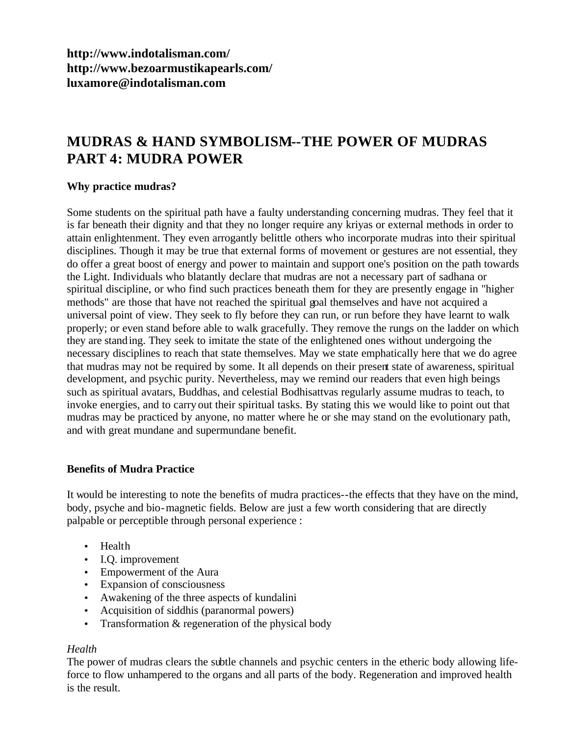**http://www.indotalisman.com/**
**http://www.bezoarmustikapearls.com/**
**luxamore@indotalisman.com**

# MUDRAS & HAND SYMBOLISM--THE POWER OF MUDRAS PART 4: MUDRA POWER

### Why practice mudras?

Some students on the spiritual path have a faulty understanding concerning mudras. They feel that it is far beneath their dignity and that they no longer require any kriyas or external methods in order to attain enlightenment. They even arrogantly belittle others who incorporate mudras into their spiritual disciplines. Though it may be true that external forms of movement or gestures are not essential, they do offer a great boost of energy and power to maintain and support one's position on the path towards the Light. Individuals who blatantly declare that mudras are not a necessary part of sadhana or spiritual discipline, or who find such practices beneath them for they are presently engage in "higher methods" are those that have not reached the spiritual goal themselves and have not acquired a universal point of view. They seek to fly before they can run, or run before they have learnt to walk properly; or even stand before able to walk gracefully. They remove the rungs on the ladder on which they are standing. They seek to imitate the state of the enlightened ones without undergoing the necessary disciplines to reach that state themselves. May we state emphatically here that we do agree that mudras may not be required by some. It all depends on their present state of awareness, spiritual development, and psychic purity. Nevertheless, may we remind our readers that even high beings such as spiritual avatars, Buddhas, and celestial Bodhisattvas regularly assume mudras to teach, to invoke energies, and to carry out their spiritual tasks. By stating this we would like to point out that mudras may be practiced by anyone, no matter where he or she may stand on the evolutionary path, and with great mundane and supermundane benefit.

### Benefits of Mudra Practice

It would be interesting to note the benefits of mudra practices--the effects that they have on the mind, body, psyche and bio-magnetic fields. Below are just a few worth considering that are directly palpable or perceptible through personal experience :

- Health
- I.Q. improvement
- Empowerment of the Aura
- Expansion of consciousness
- Awakening of the three aspects of kundalini
- Acquisition of siddhis (paranormal powers)
- Transformation & regeneration of the physical body

*Health*
The power of mudras clears the subtle channels and psychic centers in the etheric body allowing life-force to flow unhampered to the organs and all parts of the body. Regeneration and improved health is the result.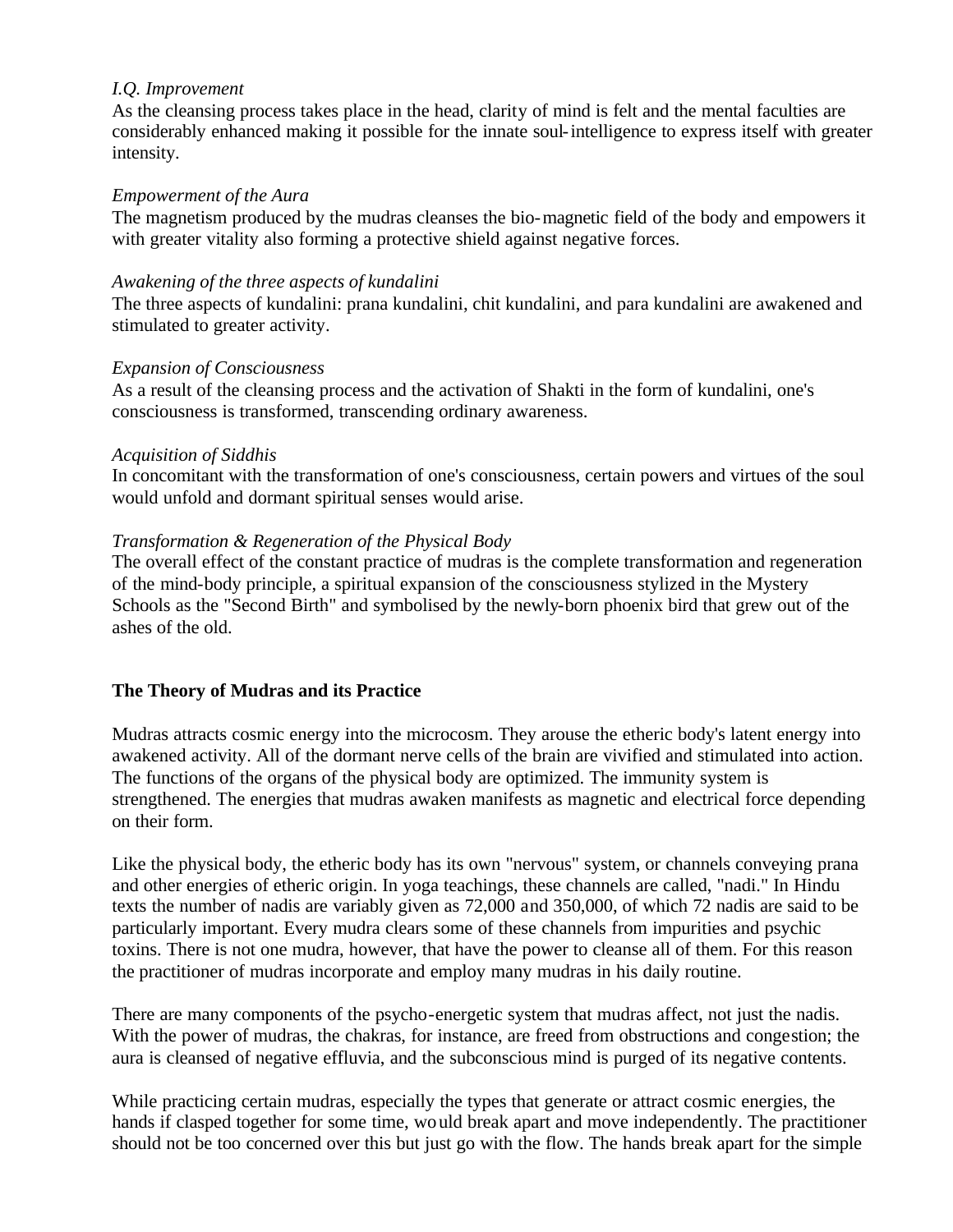*I.Q. Improvement*
As the cleansing process takes place in the head, clarity of mind is felt and the mental faculties are considerably enhanced making it possible for the innate soul-intelligence to express itself with greater intensity.

*Empowerment of the Aura*
The magnetism produced by the mudras cleanses the bio-magnetic field of the body and empowers it with greater vitality also forming a protective shield against negative forces.

*Awakening of the three aspects of kundalini*
The three aspects of kundalini: prana kundalini, chit kundalini, and para kundalini are awakened and stimulated to greater activity.

*Expansion of Consciousness*
As a result of the cleansing process and the activation of Shakti in the form of kundalini, one's consciousness is transformed, transcending ordinary awareness.

*Acquisition of Siddhis*
In concomitant with the transformation of one's consciousness, certain powers and virtues of the soul would unfold and dormant spiritual senses would arise.

*Transformation & Regeneration of the Physical Body*
The overall effect of the constant practice of mudras is the complete transformation and regeneration of the mind-body principle, a spiritual expansion of the consciousness stylized in the Mystery Schools as the "Second Birth" and symbolised by the newly-born phoenix bird that grew out of the ashes of the old.

**The Theory of Mudras and its Practice**

Mudras attracts cosmic energy into the microcosm. They arouse the etheric body's latent energy into awakened activity. All of the dormant nerve cells of the brain are vivified and stimulated into action. The functions of the organs of the physical body are optimized. The immunity system is strengthened. The energies that mudras awaken manifests as magnetic and electrical force depending on their form.

Like the physical body, the etheric body has its own "nervous" system, or channels conveying prana and other energies of etheric origin. In yoga teachings, these channels are called, "nadi." In Hindu texts the number of nadis are variably given as 72,000 and 350,000, of which 72 nadis are said to be particularly important. Every mudra clears some of these channels from impurities and psychic toxins. There is not one mudra, however, that have the power to cleanse all of them. For this reason the practitioner of mudras incorporate and employ many mudras in his daily routine.

There are many components of the psycho-energetic system that mudras affect, not just the nadis. With the power of mudras, the chakras, for instance, are freed from obstructions and congestion; the aura is cleansed of negative effluvia, and the subconscious mind is purged of its negative contents.

While practicing certain mudras, especially the types that generate or attract cosmic energies, the hands if clasped together for some time, would break apart and move independently. The practitioner should not be too concerned over this but just go with the flow. The hands break apart for the simple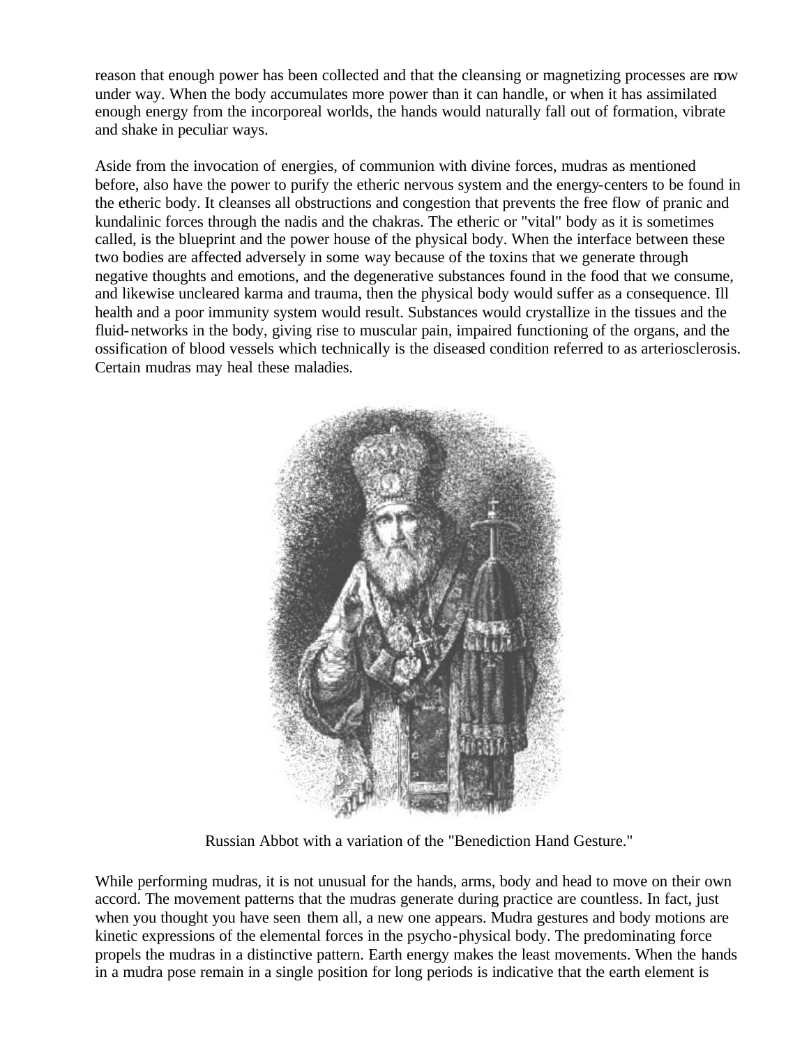reason that enough power has been collected and that the cleansing or magnetizing processes are now under way. When the body accumulates more power than it can handle, or when it has assimilated enough energy from the incorporeal worlds, the hands would naturally fall out of formation, vibrate and shake in peculiar ways.

Aside from the invocation of energies, of communion with divine forces, mudras as mentioned before, also have the power to purify the etheric nervous system and the energy-centers to be found in the etheric body. It cleanses all obstructions and congestion that prevents the free flow of pranic and kundalinic forces through the nadis and the chakras. The etheric or "vital" body as it is sometimes called, is the blueprint and the power house of the physical body. When the interface between these two bodies are affected adversely in some way because of the toxins that we generate through negative thoughts and emotions, and the degenerative substances found in the food that we consume, and likewise uncleared karma and trauma, then the physical body would suffer as a consequence. Ill health and a poor immunity system would result. Substances would crystallize in the tissues and the fluid-networks in the body, giving rise to muscular pain, impaired functioning of the organs, and the ossification of blood vessels which technically is the diseased condition referred to as arteriosclerosis. Certain mudras may heal these maladies.

Russian Abbot with a variation of the "Benediction Hand Gesture."

While performing mudras, it is not unusual for the hands, arms, body and head to move on their own accord. The movement patterns that the mudras generate during practice are countless. In fact, just when you thought you have seen them all, a new one appears. Mudra gestures and body motions are kinetic expressions of the elemental forces in the psycho-physical body. The predominating force propels the mudras in a distinctive pattern. Earth energy makes the least movements. When the hands in a mudra pose remain in a single position for long periods is indicative that the earth element is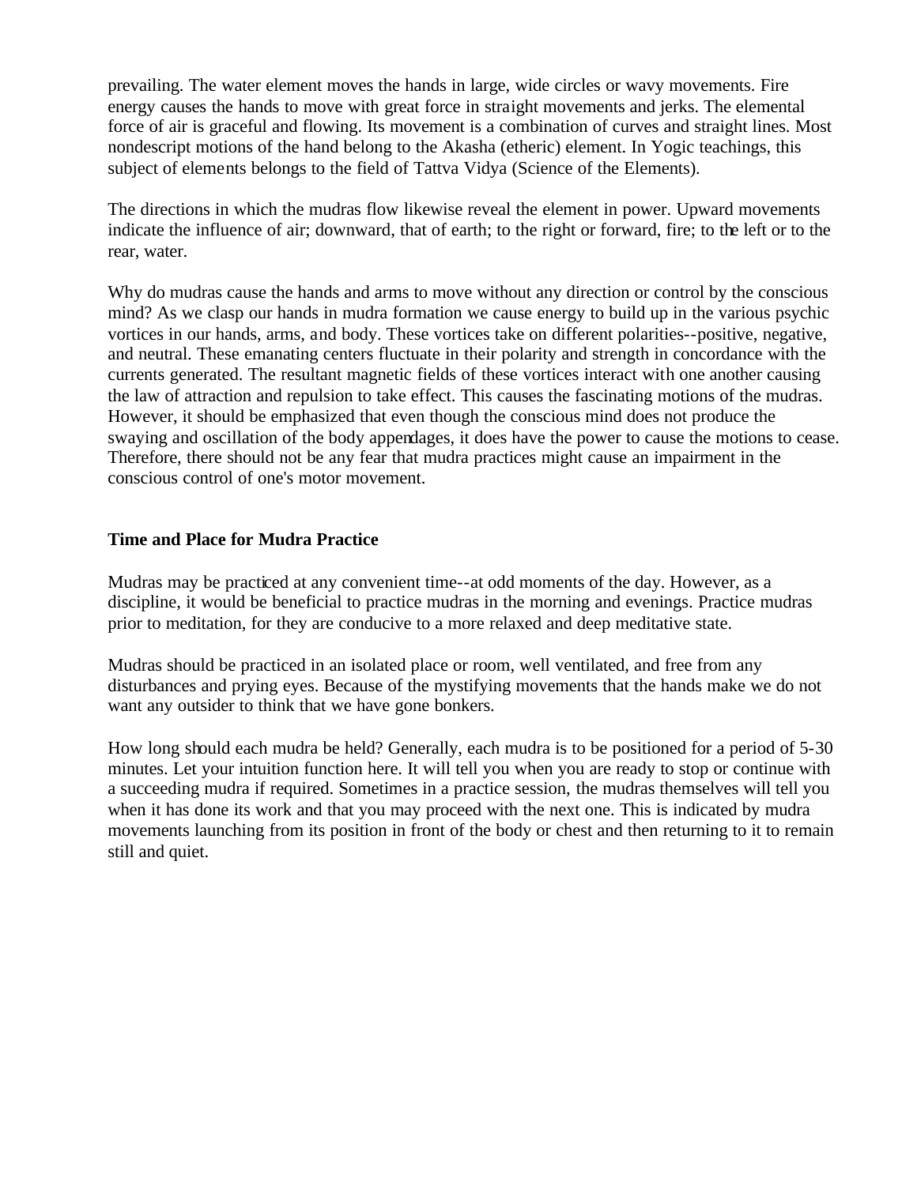prevailing. The water element moves the hands in large, wide circles or wavy movements. Fire energy causes the hands to move with great force in straight movements and jerks. The elemental force of air is graceful and flowing. Its movement is a combination of curves and straight lines. Most nondescript motions of the hand belong to the Akasha (etheric) element. In Yogic teachings, this subject of elements belongs to the field of Tattva Vidya (Science of the Elements).

The directions in which the mudras flow likewise reveal the element in power. Upward movements indicate the influence of air; downward, that of earth; to the right or forward, fire; to the left or to the rear, water.

Why do mudras cause the hands and arms to move without any direction or control by the conscious mind? As we clasp our hands in mudra formation we cause energy to build up in the various psychic vortices in our hands, arms, and body. These vortices take on different polarities--positive, negative, and neutral. These emanating centers fluctuate in their polarity and strength in concordance with the currents generated. The resultant magnetic fields of these vortices interact with one another causing the law of attraction and repulsion to take effect. This causes the fascinating motions of the mudras. However, it should be emphasized that even though the conscious mind does not produce the swaying and oscillation of the body appendages, it does have the power to cause the motions to cease. Therefore, there should not be any fear that mudra practices might cause an impairment in the conscious control of one's motor movement.

**Time and Place for Mudra Practice**

Mudras may be practiced at any convenient time--at odd moments of the day. However, as a discipline, it would be beneficial to practice mudras in the morning and evenings. Practice mudras prior to meditation, for they are conducive to a more relaxed and deep meditative state.

Mudras should be practiced in an isolated place or room, well ventilated, and free from any disturbances and prying eyes. Because of the mystifying movements that the hands make we do not want any outsider to think that we have gone bonkers.

How long should each mudra be held? Generally, each mudra is to be positioned for a period of 5-30 minutes. Let your intuition function here. It will tell you when you are ready to stop or continue with a succeeding mudra if required. Sometimes in a practice session, the mudras themselves will tell you when it has done its work and that you may proceed with the next one. This is indicated by mudra movements launching from its position in front of the body or chest and then returning to it to remain still and quiet.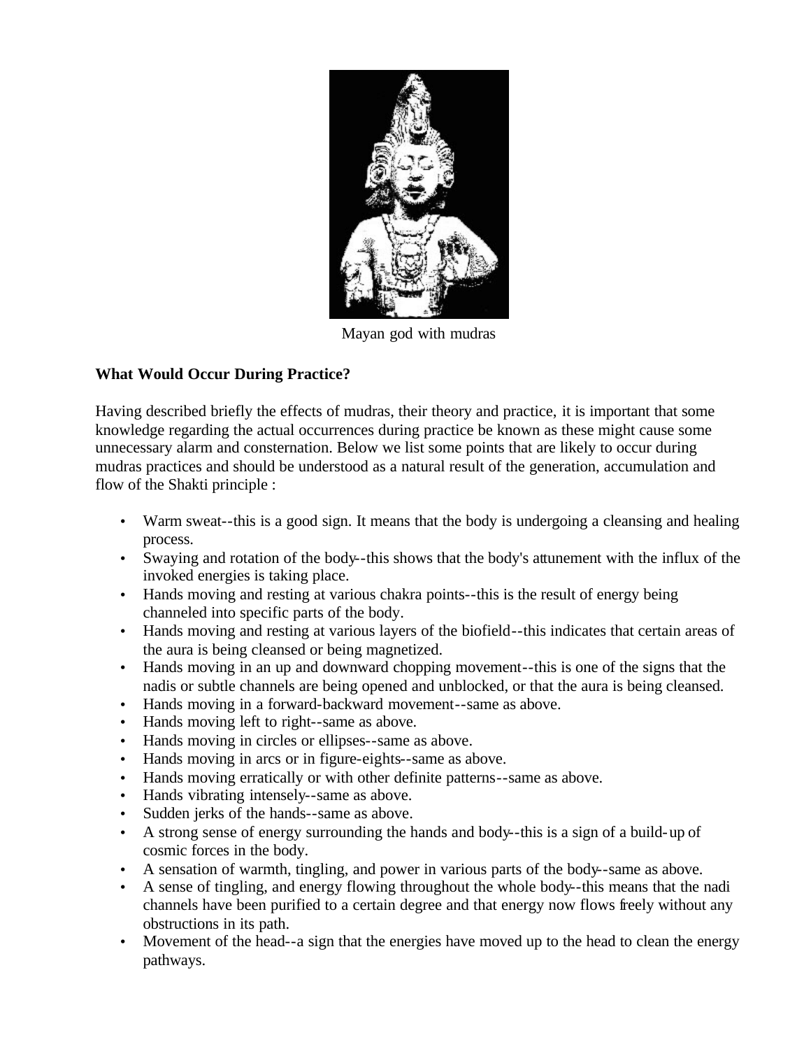Mayan god with mudras

**What Would Occur During Practice?**

Having described briefly the effects of mudras, their theory and practice, it is important that some knowledge regarding the actual occurrences during practice be known as these might cause some unnecessary alarm and consternation. Below we list some points that are likely to occur during mudras practices and should be understood as a natural result of the generation, accumulation and flow of the Shakti principle :

- Warm sweat--this is a good sign. It means that the body is undergoing a cleansing and healing process.
- Swaying and rotation of the body--this shows that the body's attunement with the influx of the invoked energies is taking place.
- Hands moving and resting at various chakra points--this is the result of energy being channeled into specific parts of the body.
- Hands moving and resting at various layers of the biofield--this indicates that certain areas of the aura is being cleansed or being magnetized.
- Hands moving in an up and downward chopping movement--this is one of the signs that the nadis or subtle channels are being opened and unblocked, or that the aura is being cleansed.
- Hands moving in a forward-backward movement--same as above.
- Hands moving left to right--same as above.
- Hands moving in circles or ellipses--same as above.
- Hands moving in arcs or in figure-eights--same as above.
- Hands moving erratically or with other definite patterns--same as above.
- Hands vibrating intensely--same as above.
- Sudden jerks of the hands--same as above.
- A strong sense of energy surrounding the hands and body--this is a sign of a build-up of cosmic forces in the body.
- A sensation of warmth, tingling, and power in various parts of the body--same as above.
- A sense of tingling, and energy flowing throughout the whole body--this means that the nadi channels have been purified to a certain degree and that energy now flows freely without any obstructions in its path.
- Movement of the head--a sign that the energies have moved up to the head to clean the energy pathways.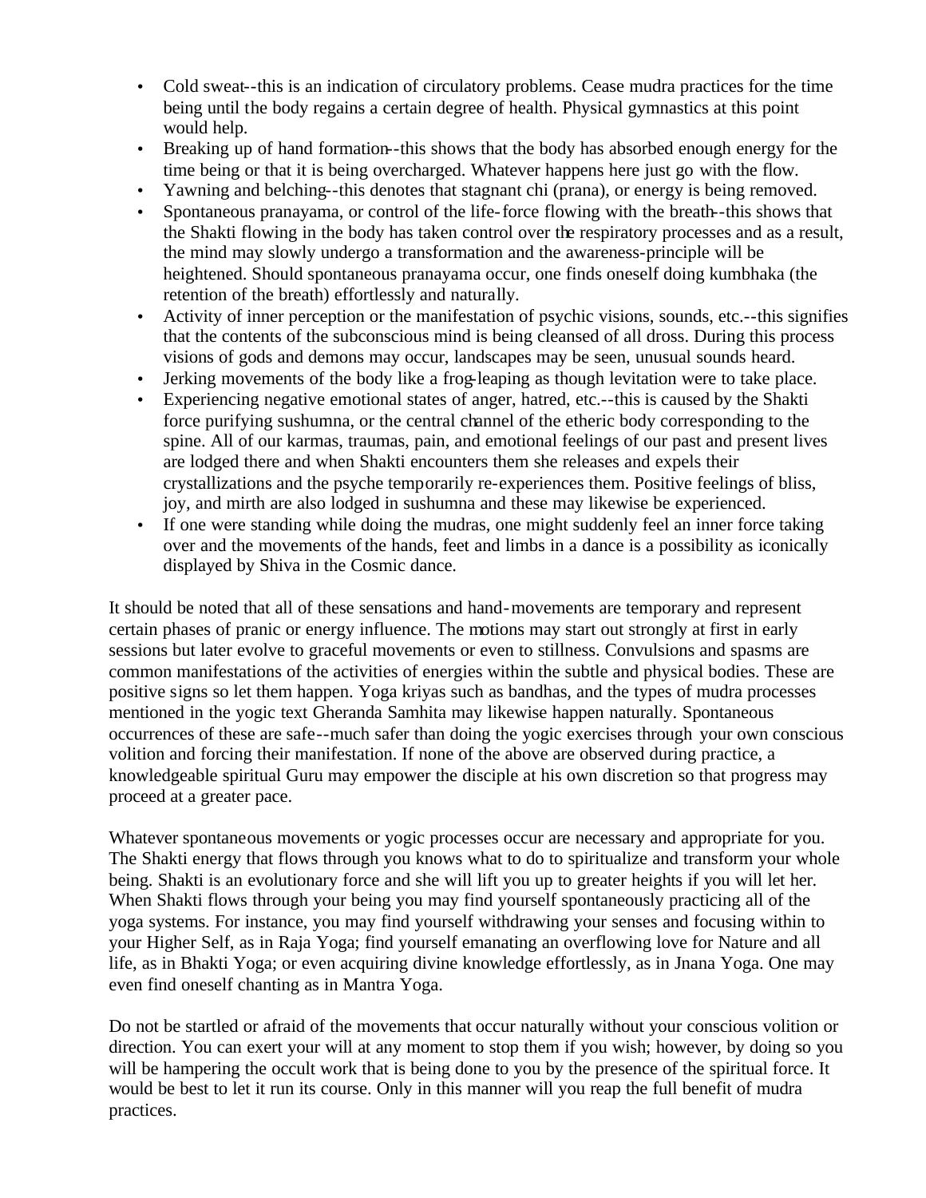- Cold sweat--this is an indication of circulatory problems. Cease mudra practices for the time being until the body regains a certain degree of health. Physical gymnastics at this point would help.
- Breaking up of hand formation--this shows that the body has absorbed enough energy for the time being or that it is being overcharged. Whatever happens here just go with the flow.
- Yawning and belching--this denotes that stagnant chi (prana), or energy is being removed.
- Spontaneous pranayama, or control of the life-force flowing with the breath--this shows that the Shakti flowing in the body has taken control over the respiratory processes and as a result, the mind may slowly undergo a transformation and the awareness-principle will be heightened. Should spontaneous pranayama occur, one finds oneself doing kumbhaka (the retention of the breath) effortlessly and naturally.
- Activity of inner perception or the manifestation of psychic visions, sounds, etc.--this signifies that the contents of the subconscious mind is being cleansed of all dross. During this process visions of gods and demons may occur, landscapes may be seen, unusual sounds heard.
- Jerking movements of the body like a frog-leaping as though levitation were to take place.
- Experiencing negative emotional states of anger, hatred, etc.--this is caused by the Shakti force purifying sushumna, or the central channel of the etheric body corresponding to the spine. All of our karmas, traumas, pain, and emotional feelings of our past and present lives are lodged there and when Shakti encounters them she releases and expels their crystallizations and the psyche temporarily re-experiences them. Positive feelings of bliss, joy, and mirth are also lodged in sushumna and these may likewise be experienced.
- If one were standing while doing the mudras, one might suddenly feel an inner force taking over and the movements of the hands, feet and limbs in a dance is a possibility as iconically displayed by Shiva in the Cosmic dance.

It should be noted that all of these sensations and hand-movements are temporary and represent certain phases of pranic or energy influence. The motions may start out strongly at first in early sessions but later evolve to graceful movements or even to stillness. Convulsions and spasms are common manifestations of the activities of energies within the subtle and physical bodies. These are positive signs so let them happen. Yoga kriyas such as bandhas, and the types of mudra processes mentioned in the yogic text Gheranda Samhita may likewise happen naturally. Spontaneous occurrences of these are safe--much safer than doing the yogic exercises through your own conscious volition and forcing their manifestation. If none of the above are observed during practice, a knowledgeable spiritual Guru may empower the disciple at his own discretion so that progress may proceed at a greater pace.

Whatever spontaneous movements or yogic processes occur are necessary and appropriate for you. The Shakti energy that flows through you knows what to do to spiritualize and transform your whole being. Shakti is an evolutionary force and she will lift you up to greater heights if you will let her. When Shakti flows through your being you may find yourself spontaneously practicing all of the yoga systems. For instance, you may find yourself withdrawing your senses and focusing within to your Higher Self, as in Raja Yoga; find yourself emanating an overflowing love for Nature and all life, as in Bhakti Yoga; or even acquiring divine knowledge effortlessly, as in Jnana Yoga. One may even find oneself chanting as in Mantra Yoga.

Do not be startled or afraid of the movements that occur naturally without your conscious volition or direction. You can exert your will at any moment to stop them if you wish; however, by doing so you will be hampering the occult work that is being done to you by the presence of the spiritual force. It would be best to let it run its course. Only in this manner will you reap the full benefit of mudra practices.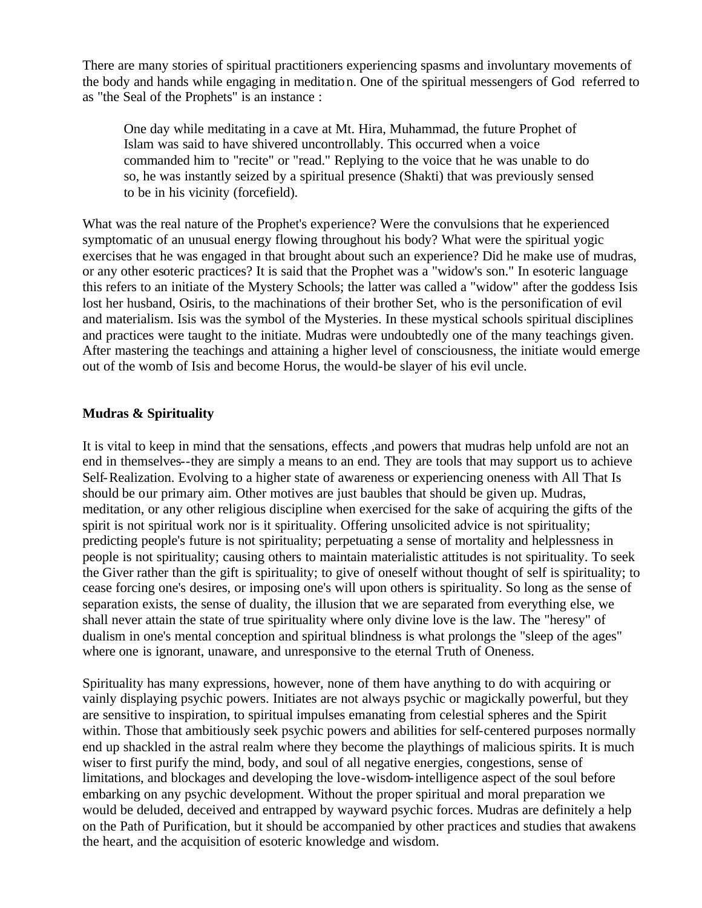There are many stories of spiritual practitioners experiencing spasms and involuntary movements of the body and hands while engaging in meditation. One of the spiritual messengers of God referred to as "the Seal of the Prophets" is an instance :

> One day while meditating in a cave at Mt. Hira, Muhammad, the future Prophet of Islam was said to have shivered uncontrollably. This occurred when a voice commanded him to "recite" or "read." Replying to the voice that he was unable to do so, he was instantly seized by a spiritual presence (Shakti) that was previously sensed to be in his vicinity (forcefield).

What was the real nature of the Prophet's experience? Were the convulsions that he experienced symptomatic of an unusual energy flowing throughout his body? What were the spiritual yogic exercises that he was engaged in that brought about such an experience? Did he make use of mudras, or any other esoteric practices? It is said that the Prophet was a "widow's son." In esoteric language this refers to an initiate of the Mystery Schools; the latter was called a "widow" after the goddess Isis lost her husband, Osiris, to the machinations of their brother Set, who is the personification of evil and materialism. Isis was the symbol of the Mysteries. In these mystical schools spiritual disciplines and practices were taught to the initiate. Mudras were undoubtedly one of the many teachings given. After mastering the teachings and attaining a higher level of consciousness, the initiate would emerge out of the womb of Isis and become Horus, the would-be slayer of his evil uncle.

**Mudras & Spirituality**

It is vital to keep in mind that the sensations, effects ,and powers that mudras help unfold are not an end in themselves--they are simply a means to an end. They are tools that may support us to achieve Self-Realization. Evolving to a higher state of awareness or experiencing oneness with All That Is should be our primary aim. Other motives are just baubles that should be given up. Mudras, meditation, or any other religious discipline when exercised for the sake of acquiring the gifts of the spirit is not spiritual work nor is it spirituality. Offering unsolicited advice is not spirituality; predicting people's future is not spirituality; perpetuating a sense of mortality and helplessness in people is not spirituality; causing others to maintain materialistic attitudes is not spirituality. To seek the Giver rather than the gift is spirituality; to give of oneself without thought of self is spirituality; to cease forcing one's desires, or imposing one's will upon others is spirituality. So long as the sense of separation exists, the sense of duality, the illusion that we are separated from everything else, we shall never attain the state of true spirituality where only divine love is the law. The "heresy" of dualism in one's mental conception and spiritual blindness is what prolongs the "sleep of the ages" where one is ignorant, unaware, and unresponsive to the eternal Truth of Oneness.

Spirituality has many expressions, however, none of them have anything to do with acquiring or vainly displaying psychic powers. Initiates are not always psychic or magickally powerful, but they are sensitive to inspiration, to spiritual impulses emanating from celestial spheres and the Spirit within. Those that ambitiously seek psychic powers and abilities for self-centered purposes normally end up shackled in the astral realm where they become the playthings of malicious spirits. It is much wiser to first purify the mind, body, and soul of all negative energies, congestions, sense of limitations, and blockages and developing the love-wisdom-intelligence aspect of the soul before embarking on any psychic development. Without the proper spiritual and moral preparation we would be deluded, deceived and entrapped by wayward psychic forces. Mudras are definitely a help on the Path of Purification, but it should be accompanied by other practices and studies that awakens the heart, and the acquisition of esoteric knowledge and wisdom.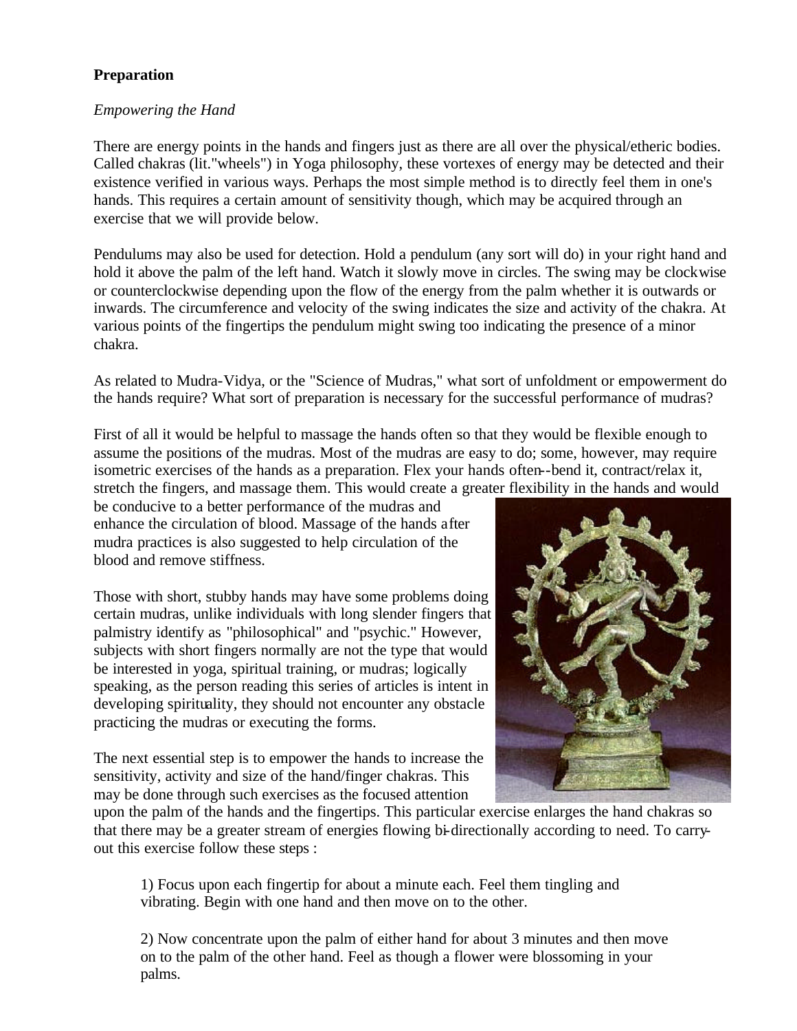**Preparation**

*Empowering the Hand*

There are energy points in the hands and fingers just as there are all over the physical/etheric bodies. Called chakras (lit."wheels") in Yoga philosophy, these vortexes of energy may be detected and their existence verified in various ways. Perhaps the most simple method is to directly feel them in one's hands. This requires a certain amount of sensitivity though, which may be acquired through an exercise that we will provide below.

Pendulums may also be used for detection. Hold a pendulum (any sort will do) in your right hand and hold it above the palm of the left hand. Watch it slowly move in circles. The swing may be clockwise or counterclockwise depending upon the flow of the energy from the palm whether it is outwards or inwards. The circumference and velocity of the swing indicates the size and activity of the chakra. At various points of the fingertips the pendulum might swing too indicating the presence of a minor chakra.

As related to Mudra-Vidya, or the "Science of Mudras," what sort of unfoldment or empowerment do the hands require? What sort of preparation is necessary for the successful performance of mudras?

First of all it would be helpful to massage the hands often so that they would be flexible enough to assume the positions of the mudras. Most of the mudras are easy to do; some, however, may require isometric exercises of the hands as a preparation. Flex your hands often--bend it, contract/relax it, stretch the fingers, and massage them. This would create a greater flexibility in the hands and would be conducive to a better performance of the mudras and enhance the circulation of blood. Massage of the hands after mudra practices is also suggested to help circulation of the blood and remove stiffness.

Those with short, stubby hands may have some problems doing certain mudras, unlike individuals with long slender fingers that palmistry identify as "philosophical" and "psychic." However, subjects with short fingers normally are not the type that would be interested in yoga, spiritual training, or mudras; logically speaking, as the person reading this series of articles is intent in developing spirituality, they should not encounter any obstacle practicing the mudras or executing the forms.

The next essential step is to empower the hands to increase the sensitivity, activity and size of the hand/finger chakras. This may be done through such exercises as the focused attention upon the palm of the hands and the fingertips. This particular exercise enlarges the hand chakras so that there may be a greater stream of energies flowing bi-directionally according to need. To carry-out this exercise follow these steps :

1) Focus upon each fingertip for about a minute each. Feel them tingling and vibrating. Begin with one hand and then move on to the other.

2) Now concentrate upon the palm of either hand for about 3 minutes and then move on to the palm of the other hand. Feel as though a flower were blossoming in your palms.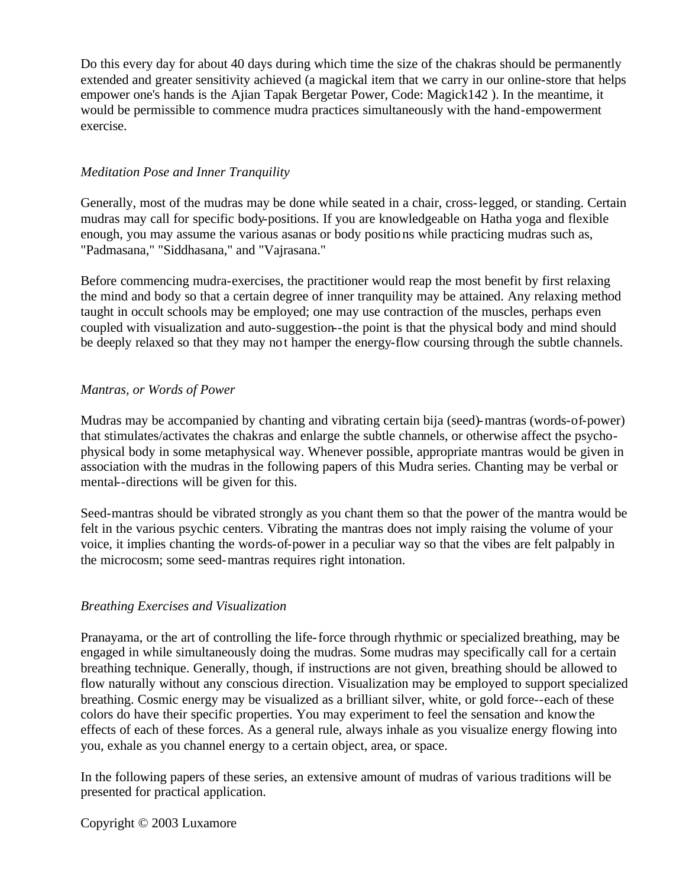Do this every day for about 40 days during which time the size of the chakras should be permanently extended and greater sensitivity achieved (a magickal item that we carry in our online-store that helps empower one's hands is the Ajian Tapak Bergetar Power, Code: Magick142 ). In the meantime, it would be permissible to commence mudra practices simultaneously with the hand-empowerment exercise.

### *Meditation Pose and Inner Tranquility*

Generally, most of the mudras may be done while seated in a chair, cross-legged, or standing. Certain mudras may call for specific body-positions. If you are knowledgeable on Hatha yoga and flexible enough, you may assume the various asanas or body positions while practicing mudras such as, "Padmasana," "Siddhasana," and "Vajrasana."

Before commencing mudra-exercises, the practitioner would reap the most benefit by first relaxing the mind and body so that a certain degree of inner tranquility may be attained. Any relaxing method taught in occult schools may be employed; one may use contraction of the muscles, perhaps even coupled with visualization and auto-suggestion--the point is that the physical body and mind should be deeply relaxed so that they may not hamper the energy-flow coursing through the subtle channels.

### *Mantras, or Words of Power*

Mudras may be accompanied by chanting and vibrating certain bija (seed)-mantras (words-of-power) that stimulates/activates the chakras and enlarge the subtle channels, or otherwise affect the psycho-physical body in some metaphysical way. Whenever possible, appropriate mantras would be given in association with the mudras in the following papers of this Mudra series. Chanting may be verbal or mental--directions will be given for this.

Seed-mantras should be vibrated strongly as you chant them so that the power of the mantra would be felt in the various psychic centers. Vibrating the mantras does not imply raising the volume of your voice, it implies chanting the words-of-power in a peculiar way so that the vibes are felt palpably in the microcosm; some seed-mantras requires right intonation.

### *Breathing Exercises and Visualization*

Pranayama, or the art of controlling the life-force through rhythmic or specialized breathing, may be engaged in while simultaneously doing the mudras. Some mudras may specifically call for a certain breathing technique. Generally, though, if instructions are not given, breathing should be allowed to flow naturally without any conscious direction. Visualization may be employed to support specialized breathing. Cosmic energy may be visualized as a brilliant silver, white, or gold force--each of these colors do have their specific properties. You may experiment to feel the sensation and know the effects of each of these forces. As a general rule, always inhale as you visualize energy flowing into you, exhale as you channel energy to a certain object, area, or space.

In the following papers of these series, an extensive amount of mudras of various traditions will be presented for practical application.

Copyright © 2003 Luxamore